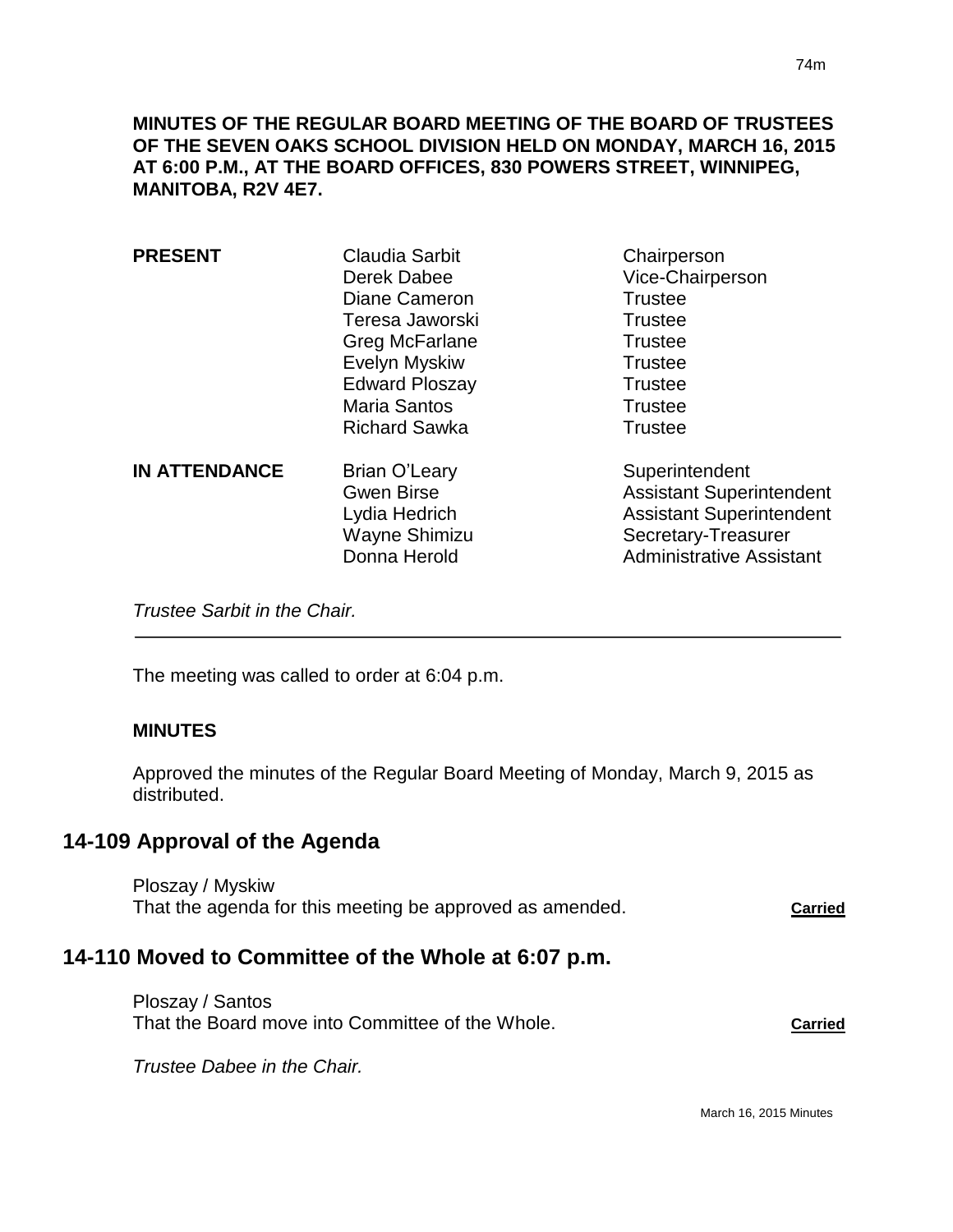**MINUTES OF THE REGULAR BOARD MEETING OF THE BOARD OF TRUSTEES OF THE SEVEN OAKS SCHOOL DIVISION HELD ON MONDAY, MARCH 16, 2015 AT 6:00 P.M., AT THE BOARD OFFICES, 830 POWERS STREET, WINNIPEG, MANITOBA, R2V 4E7.**

| | | |
|---|---|---|
| **PRESENT** | Claudia Sarbit | Chairperson |
| | Derek Dabee | Vice-Chairperson |
| | Diane Cameron | Trustee |
| | Teresa Jaworski | Trustee |
| | Greg McFarlane | Trustee |
| | Evelyn Myskiw | Trustee |
| | Edward Ploszay | Trustee |
| | Maria Santos | Trustee |
| | Richard Sawka | Trustee |
| **IN ATTENDANCE** | Brian O'Leary | Superintendent |
| | Gwen Birse | Assistant Superintendent |
| | Lydia Hedrich | Assistant Superintendent |
| | Wayne Shimizu | Secretary-Treasurer |
| | Donna Herold | Administrative Assistant |

*Trustee Sarbit in the Chair.*

---

The meeting was called to order at 6:04 p.m.

**MINUTES**

Approved the minutes of the Regular Board Meeting of Monday, March 9, 2015 as distributed.

## 14-109 Approval of the Agenda

Ploszay / Myskiw
That the agenda for this meeting be approved as amended. **Carried**

## 14-110 Moved to Committee of the Whole at 6:07 p.m.

Ploszay / Santos
That the Board move into Committee of the Whole. **Carried**

*Trustee Dabee in the Chair.*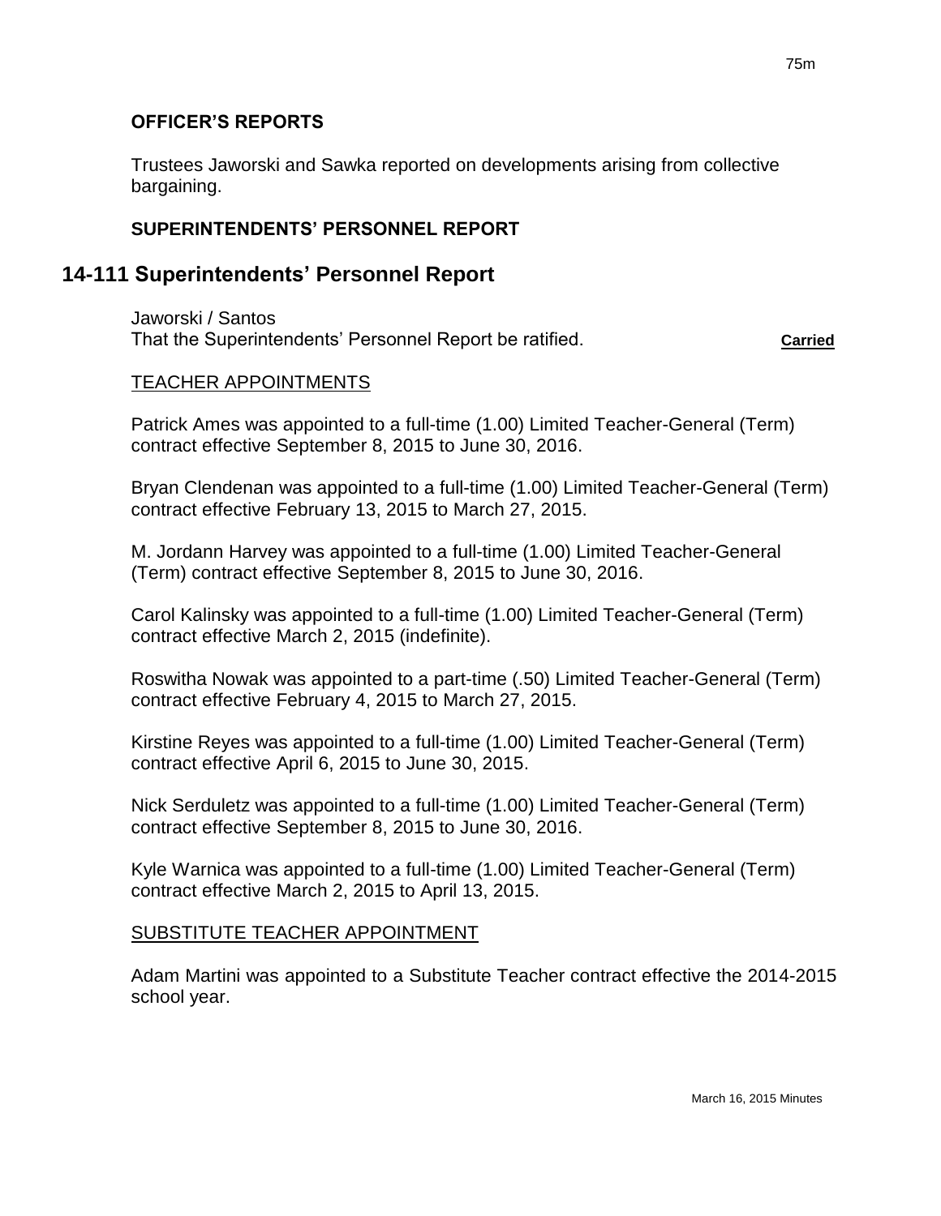**OFFICER'S REPORTS**

Trustees Jaworski and Sawka reported on developments arising from collective bargaining.

**SUPERINTENDENTS' PERSONNEL REPORT**

## 14-111 Superintendents' Personnel Report

Jaworski / Santos
That the Superintendents' Personnel Report be ratified. **Carried**

TEACHER APPOINTMENTS

Patrick Ames was appointed to a full-time (1.00) Limited Teacher-General (Term) contract effective September 8, 2015 to June 30, 2016.

Bryan Clendenan was appointed to a full-time (1.00) Limited Teacher-General (Term) contract effective February 13, 2015 to March 27, 2015.

M. Jordann Harvey was appointed to a full-time (1.00) Limited Teacher-General (Term) contract effective September 8, 2015 to June 30, 2016.

Carol Kalinsky was appointed to a full-time (1.00) Limited Teacher-General (Term) contract effective March 2, 2015 (indefinite).

Roswitha Nowak was appointed to a part-time (.50) Limited Teacher-General (Term) contract effective February 4, 2015 to March 27, 2015.

Kirstine Reyes was appointed to a full-time (1.00) Limited Teacher-General (Term) contract effective April 6, 2015 to June 30, 2015.

Nick Serduletz was appointed to a full-time (1.00) Limited Teacher-General (Term) contract effective September 8, 2015 to June 30, 2016.

Kyle Warnica was appointed to a full-time (1.00) Limited Teacher-General (Term) contract effective March 2, 2015 to April 13, 2015.

SUBSTITUTE TEACHER APPOINTMENT

Adam Martini was appointed to a Substitute Teacher contract effective the 2014-2015 school year.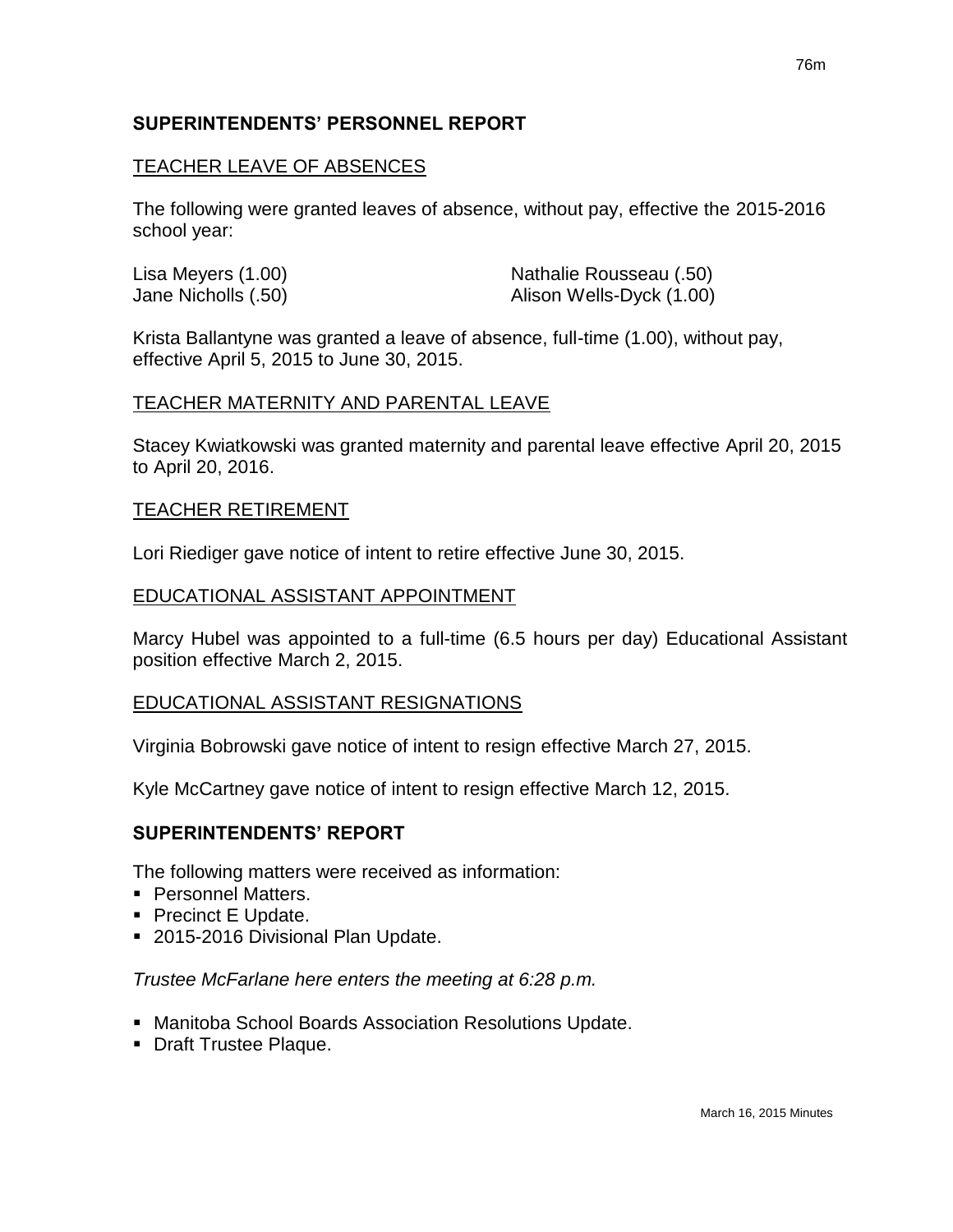## SUPERINTENDENTS' PERSONNEL REPORT

### TEACHER LEAVE OF ABSENCES

The following were granted leaves of absence, without pay, effective the 2015-2016 school year:

Lisa Meyers (1.00)
Jane Nicholls (.50)
Nathalie Rousseau (.50)
Alison Wells-Dyck (1.00)

Krista Ballantyne was granted a leave of absence, full-time (1.00), without pay, effective April 5, 2015 to June 30, 2015.

### TEACHER MATERNITY AND PARENTAL LEAVE

Stacey Kwiatkowski was granted maternity and parental leave effective April 20, 2015 to April 20, 2016.

### TEACHER RETIREMENT

Lori Riediger gave notice of intent to retire effective June 30, 2015.

### EDUCATIONAL ASSISTANT APPOINTMENT

Marcy Hubel was appointed to a full-time (6.5 hours per day) Educational Assistant position effective March 2, 2015.

### EDUCATIONAL ASSISTANT RESIGNATIONS

Virginia Bobrowski gave notice of intent to resign effective March 27, 2015.

Kyle McCartney gave notice of intent to resign effective March 12, 2015.

## SUPERINTENDENTS' REPORT

The following matters were received as information:

- Personnel Matters.
- Precinct E Update.
- 2015-2016 Divisional Plan Update.

*Trustee McFarlane here enters the meeting at 6:28 p.m.*

- Manitoba School Boards Association Resolutions Update.
- Draft Trustee Plaque.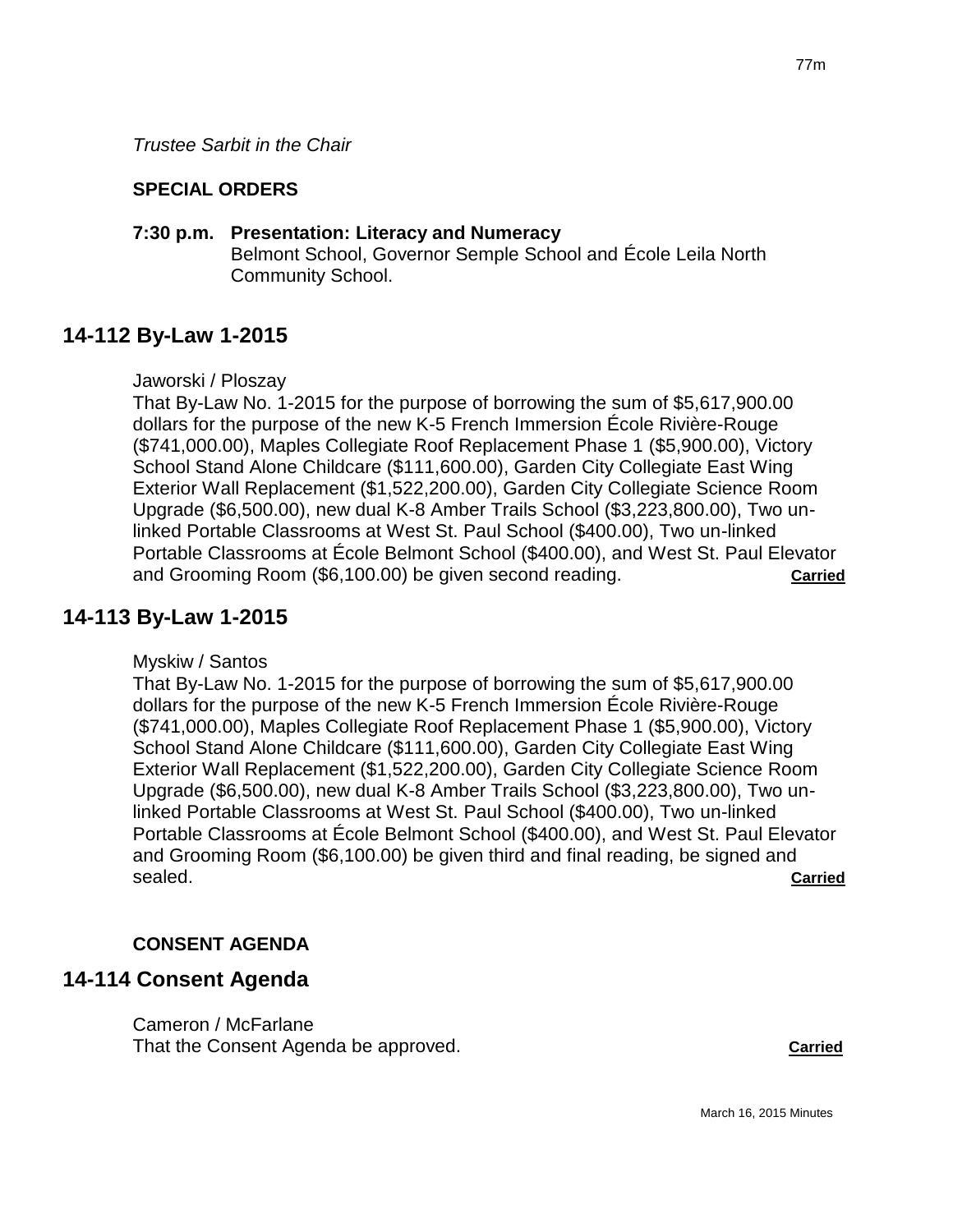*Trustee Sarbit in the Chair*

**SPECIAL ORDERS**

**7:30 p.m. Presentation: Literacy and Numeracy**
Belmont School, Governor Semple School and École Leila North Community School.

## 14-112 By-Law 1-2015

Jaworski / Ploszay
That By-Law No. 1-2015 for the purpose of borrowing the sum of $5,617,900.00 dollars for the purpose of the new K-5 French Immersion École Rivière-Rouge ($741,000.00), Maples Collegiate Roof Replacement Phase 1 ($5,900.00), Victory School Stand Alone Childcare ($111,600.00), Garden City Collegiate East Wing Exterior Wall Replacement ($1,522,200.00), Garden City Collegiate Science Room Upgrade ($6,500.00), new dual K-8 Amber Trails School ($3,223,800.00), Two un-linked Portable Classrooms at West St. Paul School ($400.00), Two un-linked Portable Classrooms at École Belmont School ($400.00), and West St. Paul Elevator and Grooming Room ($6,100.00) be given second reading. **Carried**

## 14-113 By-Law 1-2015

Myskiw / Santos
That By-Law No. 1-2015 for the purpose of borrowing the sum of $5,617,900.00 dollars for the purpose of the new K-5 French Immersion École Rivière-Rouge ($741,000.00), Maples Collegiate Roof Replacement Phase 1 ($5,900.00), Victory School Stand Alone Childcare ($111,600.00), Garden City Collegiate East Wing Exterior Wall Replacement ($1,522,200.00), Garden City Collegiate Science Room Upgrade ($6,500.00), new dual K-8 Amber Trails School ($3,223,800.00), Two un-linked Portable Classrooms at West St. Paul School ($400.00), Two un-linked Portable Classrooms at École Belmont School ($400.00), and West St. Paul Elevator and Grooming Room ($6,100.00) be given third and final reading, be signed and sealed. **Carried**

**CONSENT AGENDA**

## 14-114 Consent Agenda

Cameron / McFarlane
That the Consent Agenda be approved. **Carried**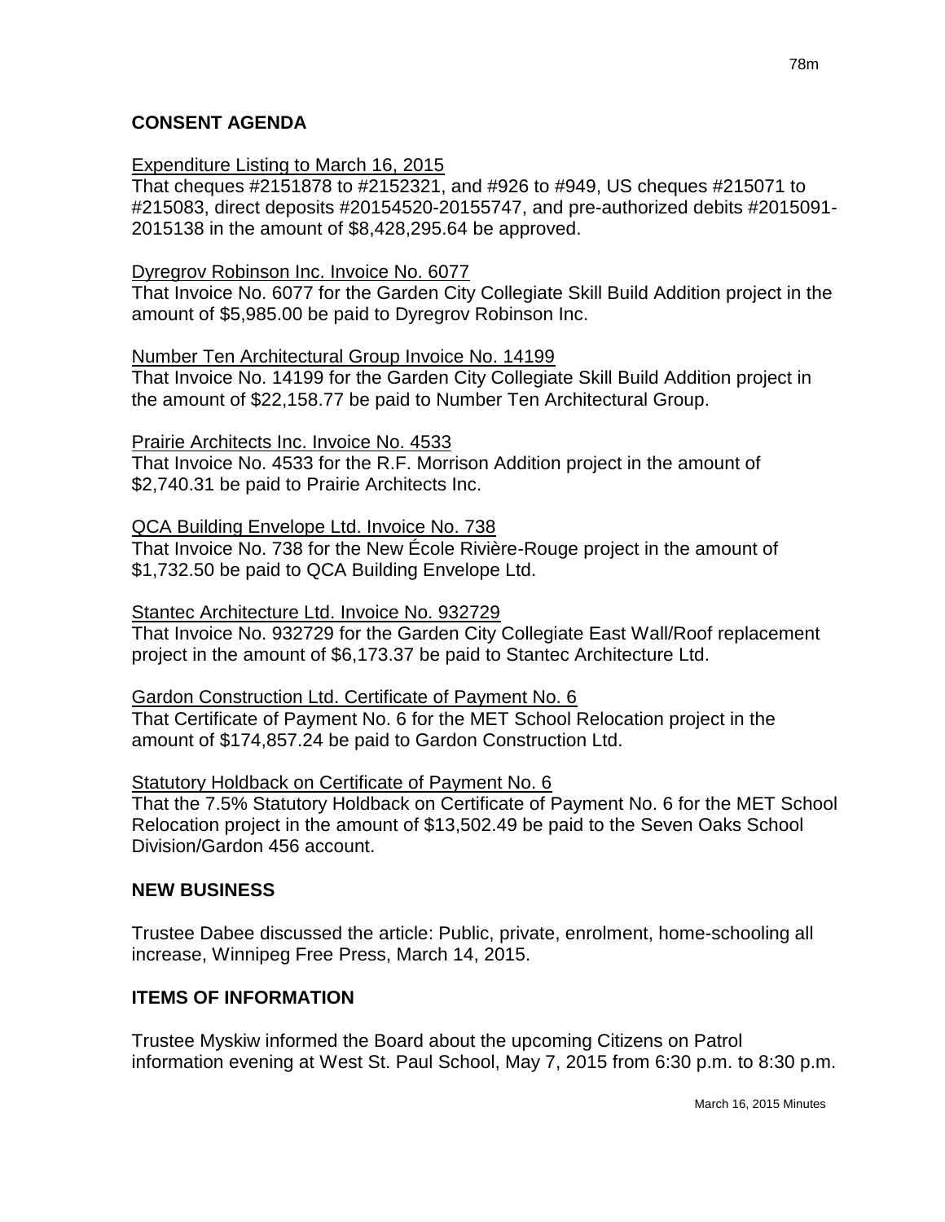## CONSENT AGENDA

<u>Expenditure Listing to March 16, 2015</u>
That cheques #2151878 to #2152321, and #926 to #949, US cheques #215071 to #215083, direct deposits #20154520-20155747, and pre-authorized debits #2015091-2015138 in the amount of $8,428,295.64 be approved.

<u>Dyregrov Robinson Inc. Invoice No. 6077</u>
That Invoice No. 6077 for the Garden City Collegiate Skill Build Addition project in the amount of $5,985.00 be paid to Dyregrov Robinson Inc.

<u>Number Ten Architectural Group Invoice No. 14199</u>
That Invoice No. 14199 for the Garden City Collegiate Skill Build Addition project in the amount of $22,158.77 be paid to Number Ten Architectural Group.

<u>Prairie Architects Inc. Invoice No. 4533</u>
That Invoice No. 4533 for the R.F. Morrison Addition project in the amount of $2,740.31 be paid to Prairie Architects Inc.

<u>QCA Building Envelope Ltd. Invoice No. 738</u>
That Invoice No. 738 for the New École Rivière-Rouge project in the amount of $1,732.50 be paid to QCA Building Envelope Ltd.

<u>Stantec Architecture Ltd. Invoice No. 932729</u>
That Invoice No. 932729 for the Garden City Collegiate East Wall/Roof replacement project in the amount of $6,173.37 be paid to Stantec Architecture Ltd.

<u>Gardon Construction Ltd. Certificate of Payment No. 6</u>
That Certificate of Payment No. 6 for the MET School Relocation project in the amount of $174,857.24 be paid to Gardon Construction Ltd.

<u>Statutory Holdback on Certificate of Payment No. 6</u>
That the 7.5% Statutory Holdback on Certificate of Payment No. 6 for the MET School Relocation project in the amount of $13,502.49 be paid to the Seven Oaks School Division/Gardon 456 account.

## NEW BUSINESS

Trustee Dabee discussed the article: Public, private, enrolment, home-schooling all increase, Winnipeg Free Press, March 14, 2015.

## ITEMS OF INFORMATION

Trustee Myskiw informed the Board about the upcoming Citizens on Patrol information evening at West St. Paul School, May 7, 2015 from 6:30 p.m. to 8:30 p.m.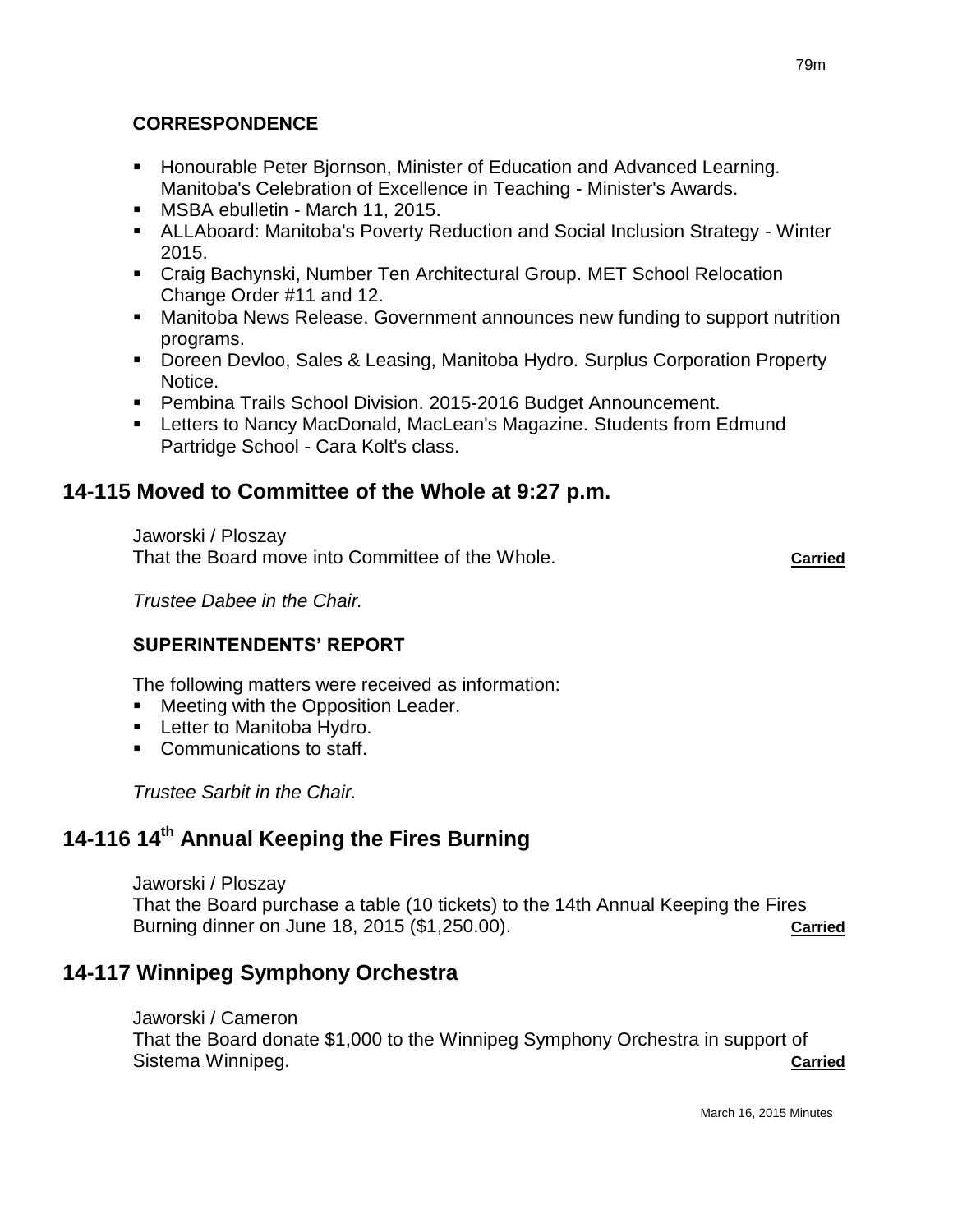### CORRESPONDENCE

- Honourable Peter Bjornson, Minister of Education and Advanced Learning. Manitoba's Celebration of Excellence in Teaching - Minister's Awards.
- MSBA ebulletin - March 11, 2015.
- ALLAboard: Manitoba's Poverty Reduction and Social Inclusion Strategy - Winter 2015.
- Craig Bachynski, Number Ten Architectural Group. MET School Relocation Change Order #11 and 12.
- Manitoba News Release. Government announces new funding to support nutrition programs.
- Doreen Devloo, Sales & Leasing, Manitoba Hydro. Surplus Corporation Property Notice.
- Pembina Trails School Division. 2015-2016 Budget Announcement.
- Letters to Nancy MacDonald, MacLean's Magazine. Students from Edmund Partridge School - Cara Kolt's class.

## 14-115 Moved to Committee of the Whole at 9:27 p.m.

Jaworski / Ploszay
That the Board move into Committee of the Whole. **Carried**

*Trustee Dabee in the Chair.*

### SUPERINTENDENTS' REPORT

The following matters were received as information:

- Meeting with the Opposition Leader.
- Letter to Manitoba Hydro.
- Communications to staff.

*Trustee Sarbit in the Chair.*

## 14-116 14th Annual Keeping the Fires Burning

Jaworski / Ploszay
That the Board purchase a table (10 tickets) to the 14th Annual Keeping the Fires Burning dinner on June 18, 2015 ($1,250.00). **Carried**

## 14-117 Winnipeg Symphony Orchestra

Jaworski / Cameron
That the Board donate $1,000 to the Winnipeg Symphony Orchestra in support of Sistema Winnipeg. **Carried**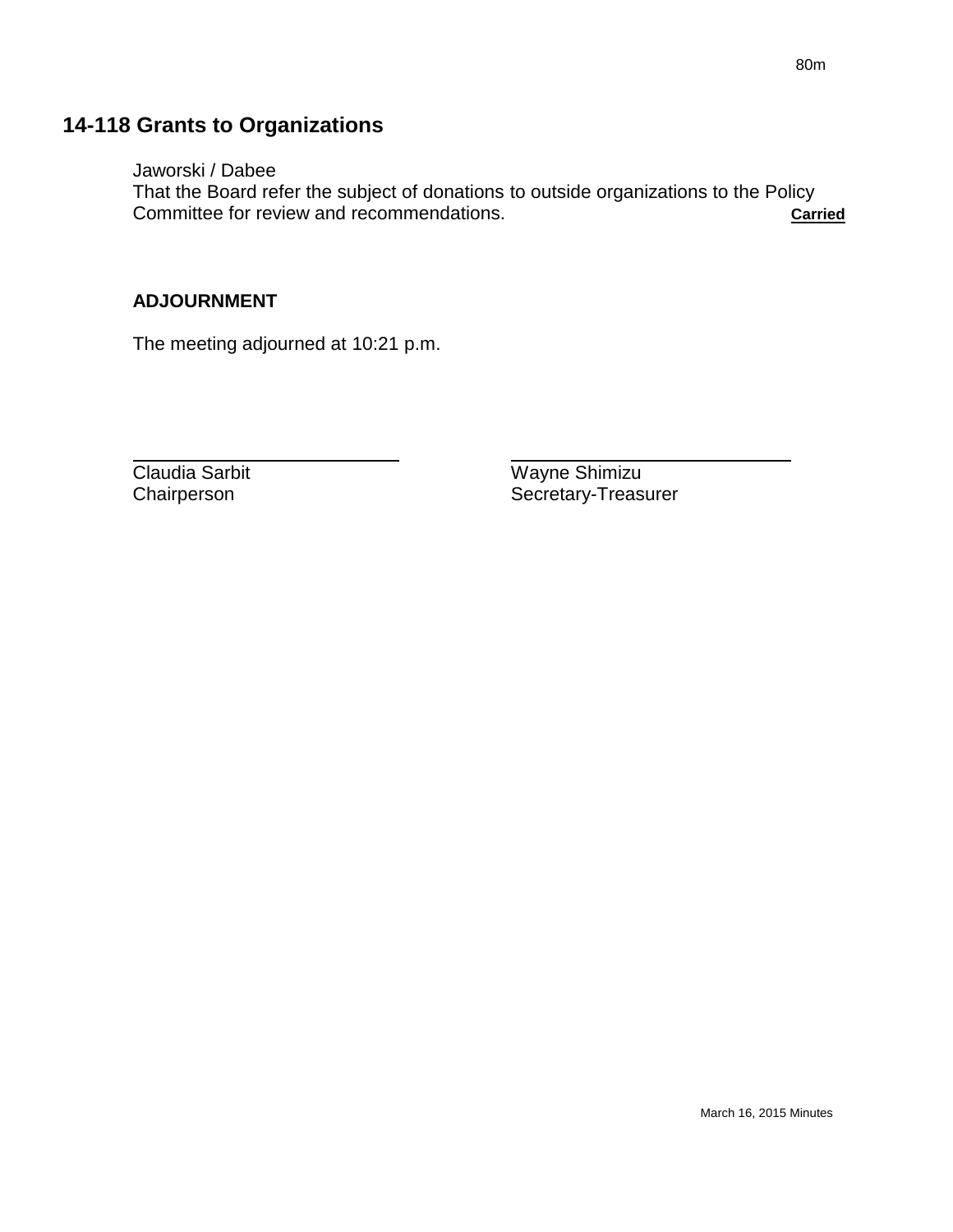## 14-118 Grants to Organizations

Jaworski / Dabee
That the Board refer the subject of donations to outside organizations to the Policy Committee for review and recommendations. **Carried**

**ADJOURNMENT**

The meeting adjourned at 10:21 p.m.

Claudia Sarbit
Chairperson

Wayne Shimizu
Secretary-Treasurer